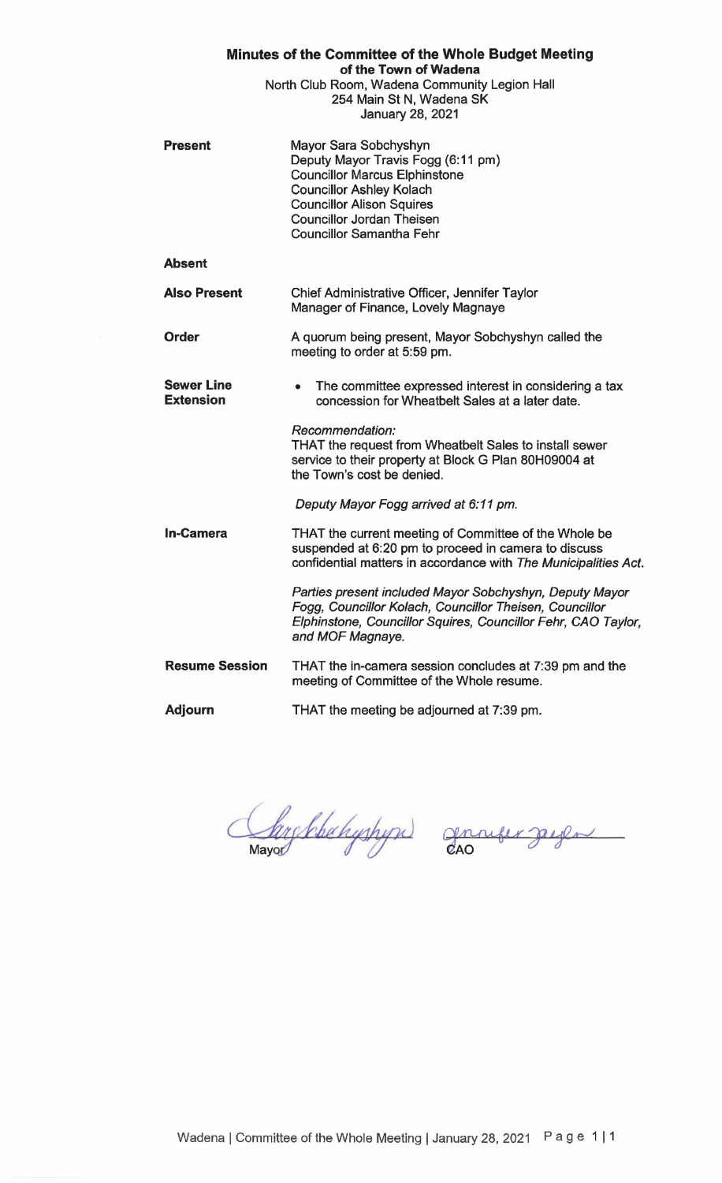# Minutes of the Committee of the Whole Budget Meeting

**of the Town of Wadena**

North Club Room, Wadena Community Legion Hall
254 Main St N, Wadena SK
January 28, 2021

**Present**

Mayor Sara Sobchyshyn
Deputy Mayor Travis Fogg (6:11 pm)
Councillor Marcus Elphinstone
Councillor Ashley Kolach
Councillor Alison Squires
Councillor Jordan Theisen
Councillor Samantha Fehr

**Absent**

**Also Present**

Chief Administrative Officer, Jennifer Taylor
Manager of Finance, Lovely Magnaye

**Order**

A quorum being present, Mayor Sobchyshyn called the meeting to order at 5:59 pm.

**Sewer Line Extension**

- The committee expressed interest in considering a tax concession for Wheatbelt Sales at a later date.

*Recommendation:*
THAT the request from Wheatbelt Sales to install sewer service to their property at Block G Plan 80H09004 at the Town's cost be denied.

*Deputy Mayor Fogg arrived at 6:11 pm.*

**In-Camera**

THAT the current meeting of Committee of the Whole be suspended at 6:20 pm to proceed in camera to discuss confidential matters in accordance with *The Municipalities Act*.

*Parties present included Mayor Sobchyshyn, Deputy Mayor Fogg, Councillor Kolach, Councillor Theisen, Councillor Elphinstone, Councillor Squires, Councillor Fehr, CAO Taylor, and MOF Magnaye.*

**Resume Session**

THAT the in-camera session concludes at 7:39 pm and the meeting of Committee of the Whole resume.

**Adjourn**

THAT the meeting be adjourned at 7:39 pm.

Mayor CAO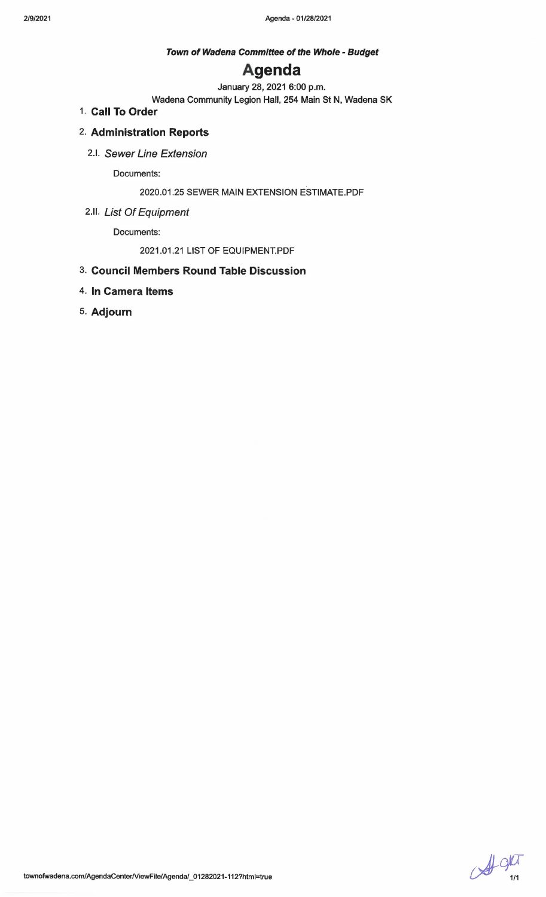***Town of Wadena Committee of the Whole - Budget***

# Agenda

January 28, 2021 6:00 p.m.

Wadena Community Legion Hall, 254 Main St N, Wadena SK

1. **Call To Order**
2. **Administration Reports**
   - 2.I. *Sewer Line Extension*

     Documents:

     2020.01.25 SEWER MAIN EXTENSION ESTIMATE.PDF
   - 2.II. *List Of Equipment*

     Documents:

     2021.01.21 LIST OF EQUIPMENT.PDF
3. **Council Members Round Table Discussion**
4. **In Camera Items**
5. **Adjourn**